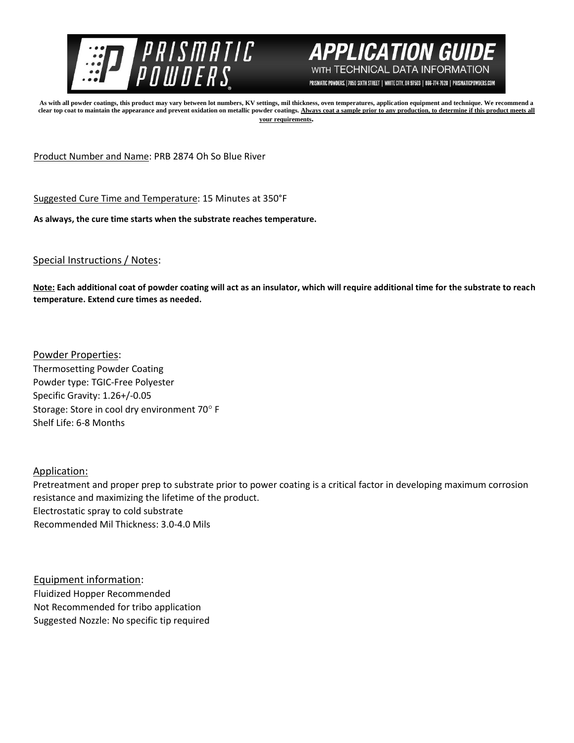# PRISMATIC POWDERS

## APPLICATION GUIDE WITH TECHNICAL DATA INFORMATION

PRISMATIC POWDERS. | 7050 SIXTH STREET | WHITE CITY, OR 97503 | 866-774-7628 | PRISMATICPOWDERS.COM

**As with all powder coatings, this product may vary between lot numbers, KV settings, mil thickness, oven temperatures, application equipment and technique. We recommend a clear top coat to maintain the appearance and prevent oxidation on metallic powder coatings. Always coat a sample prior to any production, to determine if this product meets all your requirements.**

Product Number and Name: PRB 2874 Oh So Blue River

Suggested Cure Time and Temperature: 15 Minutes at 350°F

**As always, the cure time starts when the substrate reaches temperature.**

Special Instructions / Notes:

**Note: Each additional coat of powder coating will act as an insulator, which will require additional time for the substrate to reach temperature. Extend cure times as needed.**

Powder Properties:
Thermosetting Powder Coating
Powder type: TGIC-Free Polyester
Specific Gravity: 1.26+/-0.05
Storage: Store in cool dry environment 70° F
Shelf Life: 6-8 Months

Application:
Pretreatment and proper prep to substrate prior to power coating is a critical factor in developing maximum corrosion resistance and maximizing the lifetime of the product.
Electrostatic spray to cold substrate
Recommended Mil Thickness: 3.0-4.0 Mils

Equipment information:
Fluidized Hopper Recommended
Not Recommended for tribo application
Suggested Nozzle: No specific tip required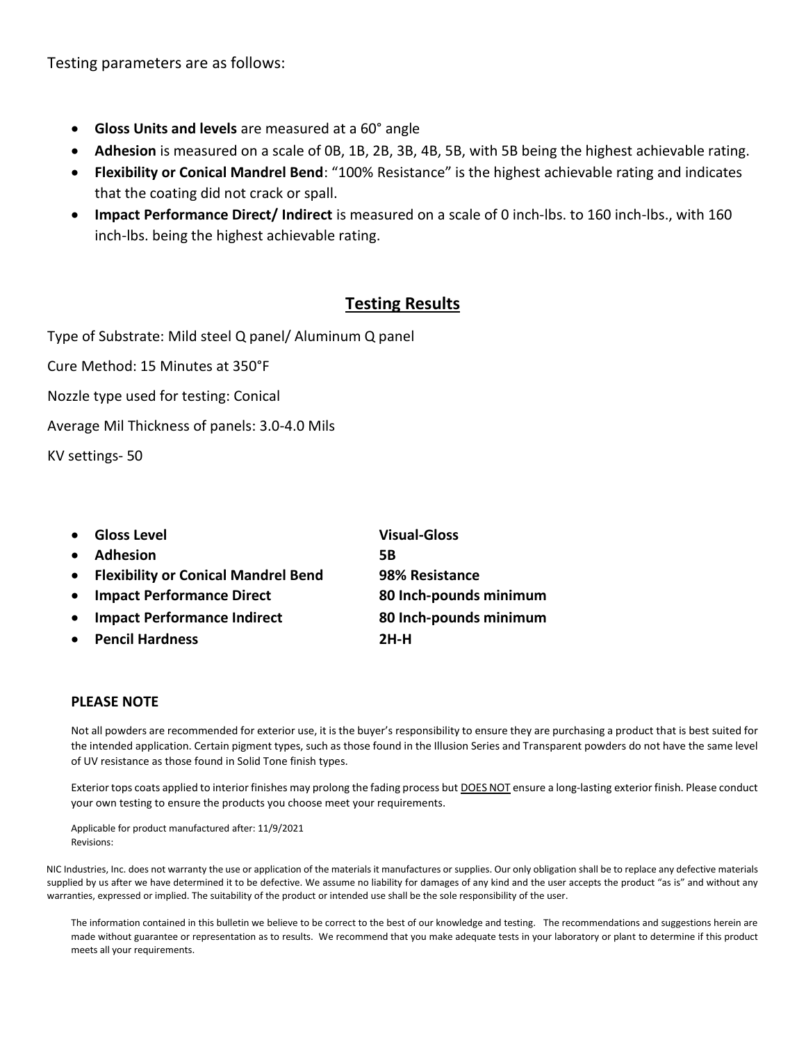Testing parameters are as follows:

- **Gloss Units and levels** are measured at a 60° angle
- **Adhesion** is measured on a scale of 0B, 1B, 2B, 3B, 4B, 5B, with 5B being the highest achievable rating.
- **Flexibility or Conical Mandrel Bend**: "100% Resistance" is the highest achievable rating and indicates that the coating did not crack or spall.
- **Impact Performance Direct/ Indirect** is measured on a scale of 0 inch-lbs. to 160 inch-lbs., with 160 inch-lbs. being the highest achievable rating.

## Testing Results

Type of Substrate: Mild steel Q panel/ Aluminum Q panel

Cure Method: 15 Minutes at 350°F

Nozzle type used for testing: Conical

Average Mil Thickness of panels: 3.0-4.0 Mils

KV settings- 50

| | |
|---|---|
| **Gloss Level** | **Visual-Gloss** |
| **Adhesion** | **5B** |
| **Flexibility or Conical Mandrel Bend** | **98% Resistance** |
| **Impact Performance Direct** | **80 Inch-pounds minimum** |
| **Impact Performance Indirect** | **80 Inch-pounds minimum** |
| **Pencil Hardness** | **2H-H** |

### PLEASE NOTE

Not all powders are recommended for exterior use, it is the buyer's responsibility to ensure they are purchasing a product that is best suited for the intended application. Certain pigment types, such as those found in the Illusion Series and Transparent powders do not have the same level of UV resistance as those found in Solid Tone finish types.

Exterior tops coats applied to interior finishes may prolong the fading process but DOES NOT ensure a long-lasting exterior finish. Please conduct your own testing to ensure the products you choose meet your requirements.

Applicable for product manufactured after: 11/9/2021
Revisions:

NIC Industries, Inc. does not warranty the use or application of the materials it manufactures or supplies. Our only obligation shall be to replace any defective materials supplied by us after we have determined it to be defective. We assume no liability for damages of any kind and the user accepts the product "as is" and without any warranties, expressed or implied. The suitability of the product or intended use shall be the sole responsibility of the user.

The information contained in this bulletin we believe to be correct to the best of our knowledge and testing. The recommendations and suggestions herein are made without guarantee or representation as to results. We recommend that you make adequate tests in your laboratory or plant to determine if this product meets all your requirements.